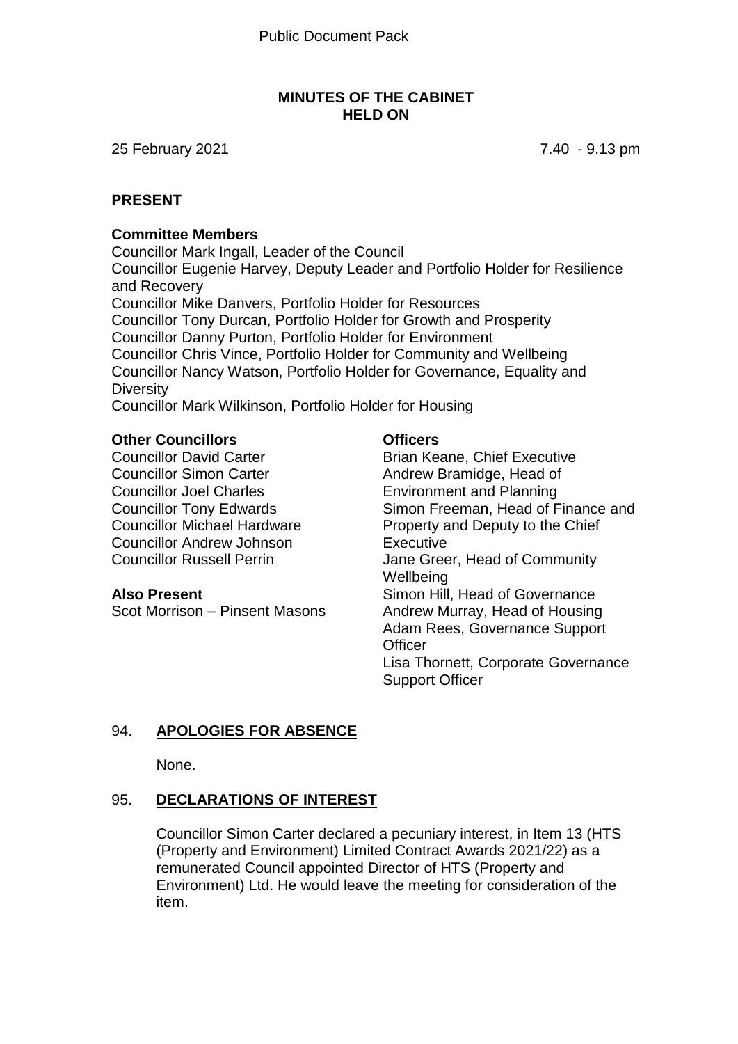Public Document Pack

# MINUTES OF THE CABINET HELD ON

25 February 2021 7.40 - 9.13 pm

## PRESENT

### Committee Members

Councillor Mark Ingall, Leader of the Council
Councillor Eugenie Harvey, Deputy Leader and Portfolio Holder for Resilience and Recovery
Councillor Mike Danvers, Portfolio Holder for Resources
Councillor Tony Durcan, Portfolio Holder for Growth and Prosperity
Councillor Danny Purton, Portfolio Holder for Environment
Councillor Chris Vince, Portfolio Holder for Community and Wellbeing
Councillor Nancy Watson, Portfolio Holder for Governance, Equality and Diversity
Councillor Mark Wilkinson, Portfolio Holder for Housing

### Other Councillors

Councillor David Carter
Councillor Simon Carter
Councillor Joel Charles
Councillor Tony Edwards
Councillor Michael Hardware
Councillor Andrew Johnson
Councillor Russell Perrin

### Also Present

Scot Morrison – Pinsent Masons

### Officers

Brian Keane, Chief Executive
Andrew Bramidge, Head of Environment and Planning
Simon Freeman, Head of Finance and Property and Deputy to the Chief Executive
Jane Greer, Head of Community Wellbeing
Simon Hill, Head of Governance
Andrew Murray, Head of Housing
Adam Rees, Governance Support Officer
Lisa Thornett, Corporate Governance Support Officer

## 94. APOLOGIES FOR ABSENCE

None.

## 95. DECLARATIONS OF INTEREST

Councillor Simon Carter declared a pecuniary interest, in Item 13 (HTS (Property and Environment) Limited Contract Awards 2021/22) as a remunerated Council appointed Director of HTS (Property and Environment) Ltd. He would leave the meeting for consideration of the item.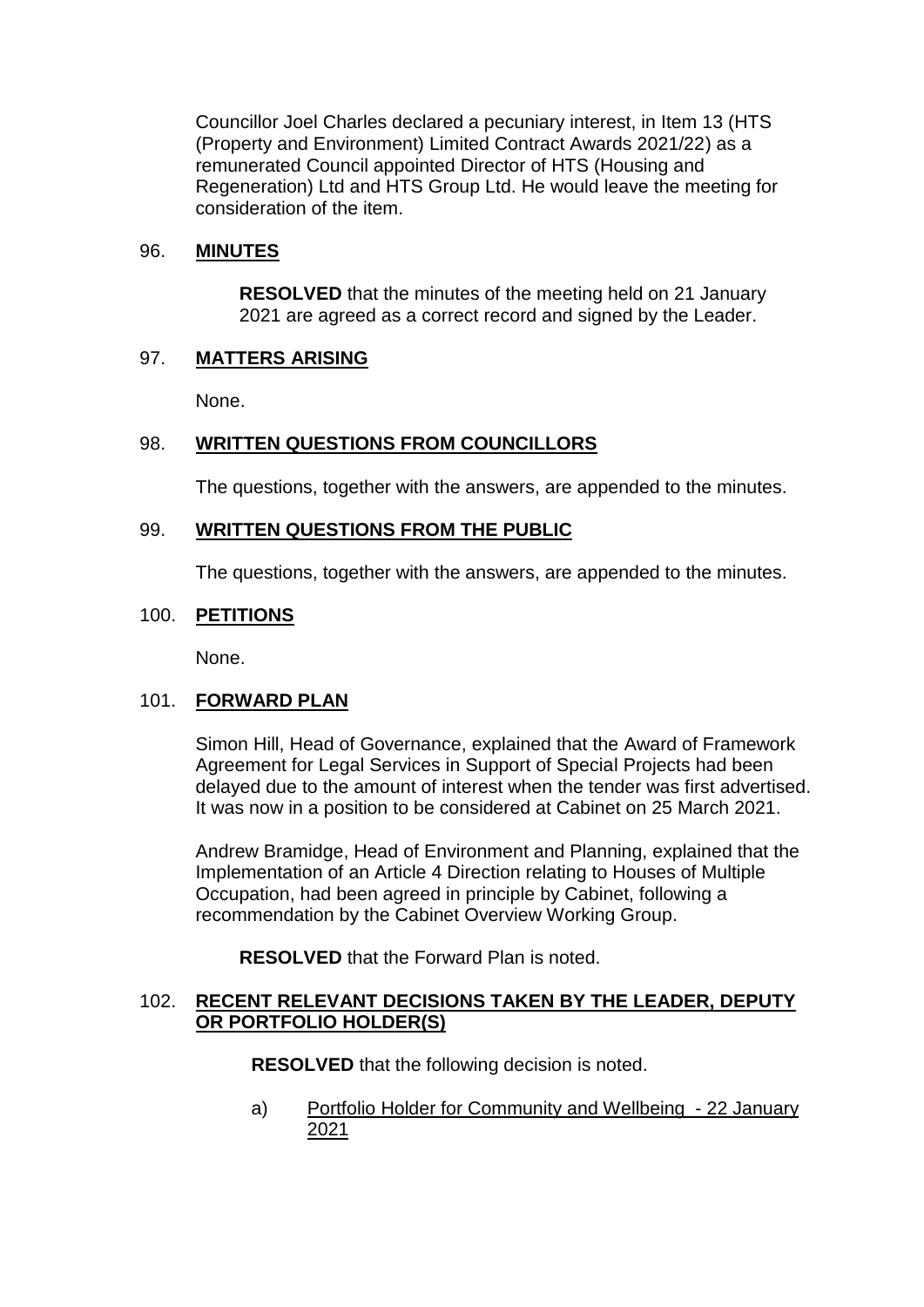Councillor Joel Charles declared a pecuniary interest, in Item 13 (HTS (Property and Environment) Limited Contract Awards 2021/22) as a remunerated Council appointed Director of HTS (Housing and Regeneration) Ltd and HTS Group Ltd. He would leave the meeting for consideration of the item.

## 96. MINUTES

**RESOLVED** that the minutes of the meeting held on 21 January 2021 are agreed as a correct record and signed by the Leader.

## 97. MATTERS ARISING

None.

## 98. WRITTEN QUESTIONS FROM COUNCILLORS

The questions, together with the answers, are appended to the minutes.

## 99. WRITTEN QUESTIONS FROM THE PUBLIC

The questions, together with the answers, are appended to the minutes.

## 100. PETITIONS

None.

## 101. FORWARD PLAN

Simon Hill, Head of Governance, explained that the Award of Framework Agreement for Legal Services in Support of Special Projects had been delayed due to the amount of interest when the tender was first advertised. It was now in a position to be considered at Cabinet on 25 March 2021.

Andrew Bramidge, Head of Environment and Planning, explained that the Implementation of an Article 4 Direction relating to Houses of Multiple Occupation, had been agreed in principle by Cabinet, following a recommendation by the Cabinet Overview Working Group.

**RESOLVED** that the Forward Plan is noted.

## 102. RECENT RELEVANT DECISIONS TAKEN BY THE LEADER, DEPUTY OR PORTFOLIO HOLDER(S)

**RESOLVED** that the following decision is noted.

a) Portfolio Holder for Community and Wellbeing - 22 January 2021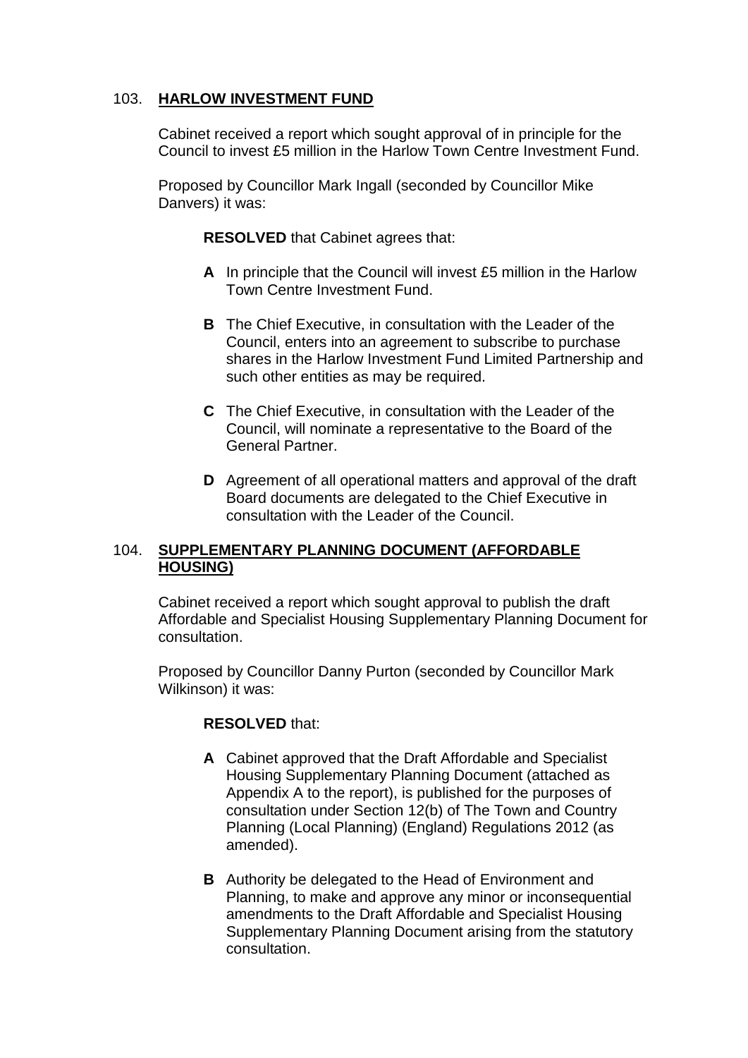## 103. **HARLOW INVESTMENT FUND**

Cabinet received a report which sought approval of in principle for the Council to invest £5 million in the Harlow Town Centre Investment Fund.

Proposed by Councillor Mark Ingall (seconded by Councillor Mike Danvers) it was:

**RESOLVED** that Cabinet agrees that:

**A** In principle that the Council will invest £5 million in the Harlow Town Centre Investment Fund.

**B** The Chief Executive, in consultation with the Leader of the Council, enters into an agreement to subscribe to purchase shares in the Harlow Investment Fund Limited Partnership and such other entities as may be required.

**C** The Chief Executive, in consultation with the Leader of the Council, will nominate a representative to the Board of the General Partner.

**D** Agreement of all operational matters and approval of the draft Board documents are delegated to the Chief Executive in consultation with the Leader of the Council.

## 104. **SUPPLEMENTARY PLANNING DOCUMENT (AFFORDABLE HOUSING)**

Cabinet received a report which sought approval to publish the draft Affordable and Specialist Housing Supplementary Planning Document for consultation.

Proposed by Councillor Danny Purton (seconded by Councillor Mark Wilkinson) it was:

**RESOLVED** that:

**A** Cabinet approved that the Draft Affordable and Specialist Housing Supplementary Planning Document (attached as Appendix A to the report), is published for the purposes of consultation under Section 12(b) of The Town and Country Planning (Local Planning) (England) Regulations 2012 (as amended).

**B** Authority be delegated to the Head of Environment and Planning, to make and approve any minor or inconsequential amendments to the Draft Affordable and Specialist Housing Supplementary Planning Document arising from the statutory consultation.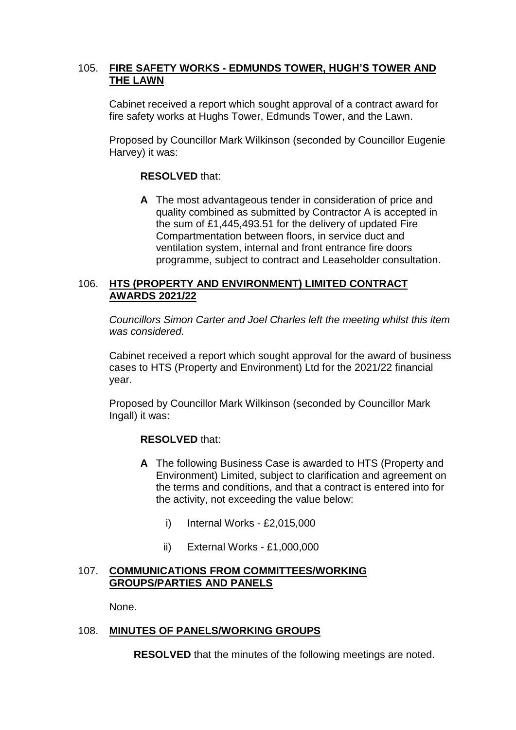## 105. **FIRE SAFETY WORKS - EDMUNDS TOWER, HUGH'S TOWER AND THE LAWN**

Cabinet received a report which sought approval of a contract award for fire safety works at Hughs Tower, Edmunds Tower, and the Lawn.

Proposed by Councillor Mark Wilkinson (seconded by Councillor Eugenie Harvey) it was:

**RESOLVED** that:

**A** The most advantageous tender in consideration of price and quality combined as submitted by Contractor A is accepted in the sum of £1,445,493.51 for the delivery of updated Fire Compartmentation between floors, in service duct and ventilation system, internal and front entrance fire doors programme, subject to contract and Leaseholder consultation.

## 106. **HTS (PROPERTY AND ENVIRONMENT) LIMITED CONTRACT AWARDS 2021/22**

*Councillors Simon Carter and Joel Charles left the meeting whilst this item was considered.*

Cabinet received a report which sought approval for the award of business cases to HTS (Property and Environment) Ltd for the 2021/22 financial year.

Proposed by Councillor Mark Wilkinson (seconded by Councillor Mark Ingall) it was:

**RESOLVED** that:

**A** The following Business Case is awarded to HTS (Property and Environment) Limited, subject to clarification and agreement on the terms and conditions, and that a contract is entered into for the activity, not exceeding the value below:

i) Internal Works - £2,015,000

ii) External Works - £1,000,000

## 107. **COMMUNICATIONS FROM COMMITTEES/WORKING GROUPS/PARTIES AND PANELS**

None.

## 108. **MINUTES OF PANELS/WORKING GROUPS**

**RESOLVED** that the minutes of the following meetings are noted.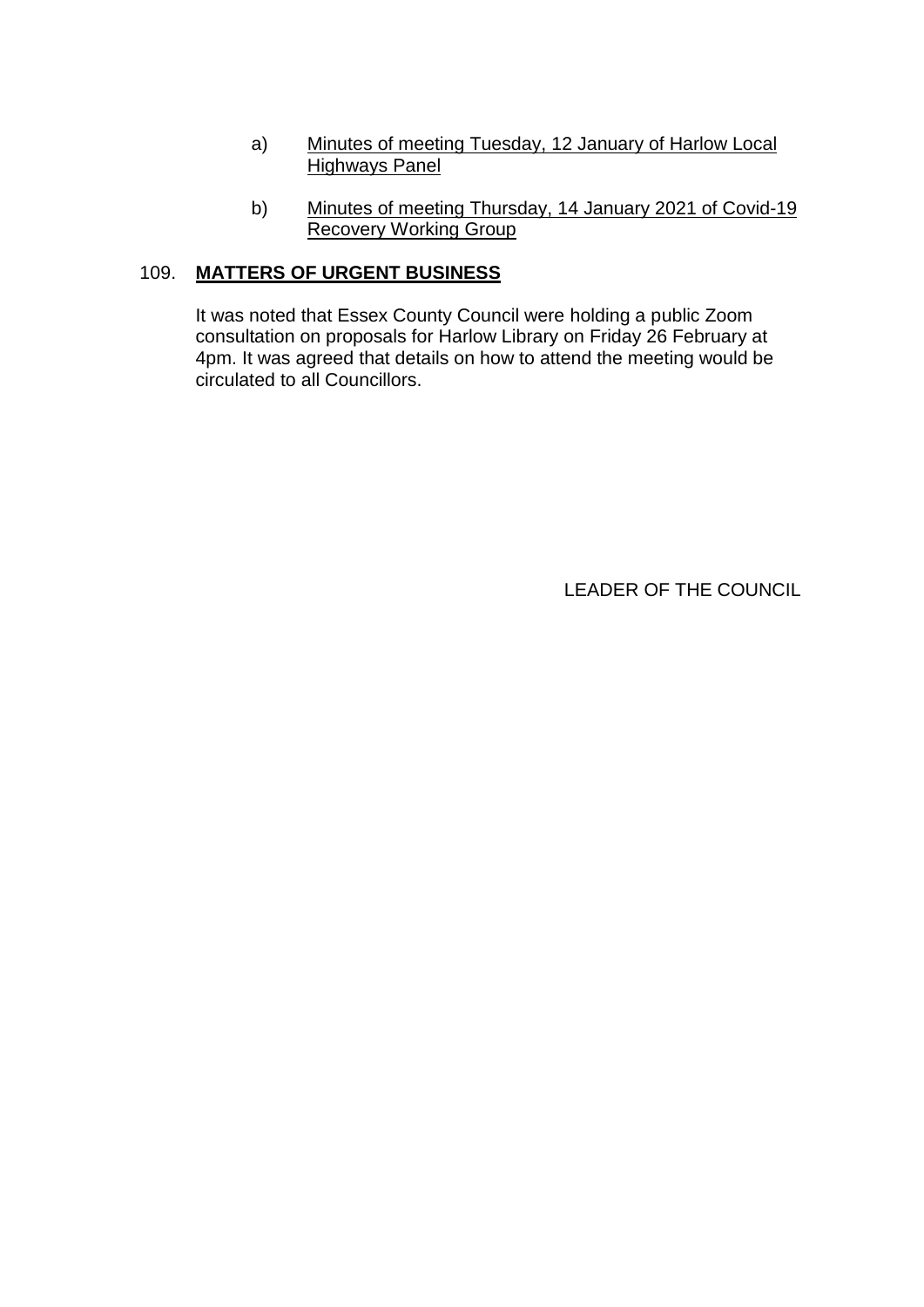a) Minutes of meeting Tuesday, 12 January of Harlow Local Highways Panel

b) Minutes of meeting Thursday, 14 January 2021 of Covid-19 Recovery Working Group

## 109. MATTERS OF URGENT BUSINESS

It was noted that Essex County Council were holding a public Zoom consultation on proposals for Harlow Library on Friday 26 February at 4pm. It was agreed that details on how to attend the meeting would be circulated to all Councillors.

LEADER OF THE COUNCIL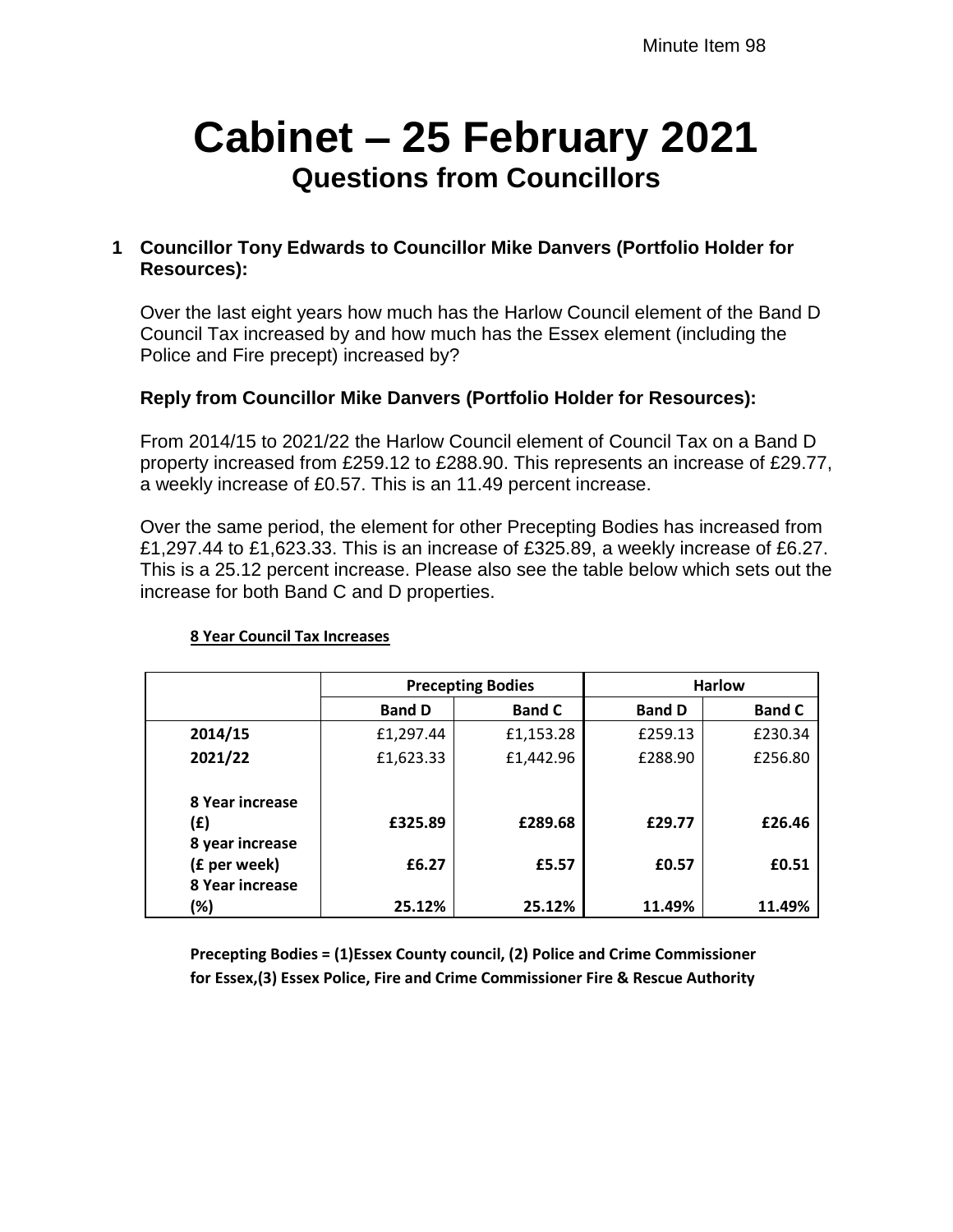Minute Item 98

# Cabinet – 25 February 2021

## Questions from Councillors

**1 Councillor Tony Edwards to Councillor Mike Danvers (Portfolio Holder for Resources):**

Over the last eight years how much has the Harlow Council element of the Band D Council Tax increased by and how much has the Essex element (including the Police and Fire precept) increased by?

**Reply from Councillor Mike Danvers (Portfolio Holder for Resources):**

From 2014/15 to 2021/22 the Harlow Council element of Council Tax on a Band D property increased from £259.12 to £288.90. This represents an increase of £29.77, a weekly increase of £0.57. This is an 11.49 percent increase.

Over the same period, the element for other Precepting Bodies has increased from £1,297.44 to £1,623.33. This is an increase of £325.89, a weekly increase of £6.27. This is a 25.12 percent increase. Please also see the table below which sets out the increase for both Band C and D properties.

**8 Year Council Tax Increases**

| | Precepting Bodies | | Harlow | |
|---|---|---|---|---|
| | **Band D** | **Band C** | **Band D** | **Band C** |
| **2014/15** | £1,297.44 | £1,153.28 | £259.13 | £230.34 |
| **2021/22** | £1,623.33 | £1,442.96 | £288.90 | £256.80 |
| **8 Year increase (£)** | **£325.89** | **£289.68** | **£29.77** | **£26.46** |
| **8 year increase (£ per week)** | **£6.27** | **£5.57** | **£0.57** | **£0.51** |
| **8 Year increase (%)** | **25.12%** | **25.12%** | **11.49%** | **11.49%** |

**Precepting Bodies = (1)Essex County council, (2) Police and Crime Commissioner for Essex,(3) Essex Police, Fire and Crime Commissioner Fire & Rescue Authority**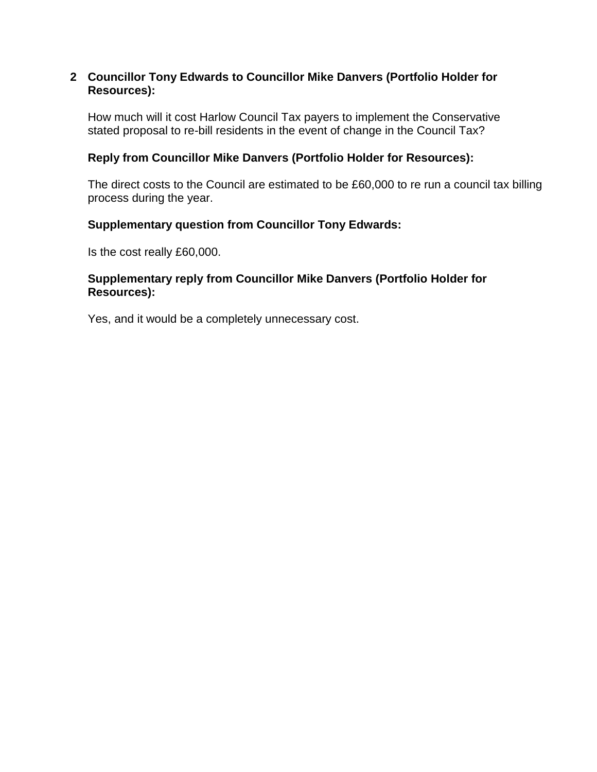**2 Councillor Tony Edwards to Councillor Mike Danvers (Portfolio Holder for Resources):**

How much will it cost Harlow Council Tax payers to implement the Conservative stated proposal to re-bill residents in the event of change in the Council Tax?

**Reply from Councillor Mike Danvers (Portfolio Holder for Resources):**

The direct costs to the Council are estimated to be £60,000 to re run a council tax billing process during the year.

**Supplementary question from Councillor Tony Edwards:**

Is the cost really £60,000.

**Supplementary reply from Councillor Mike Danvers (Portfolio Holder for Resources):**

Yes, and it would be a completely unnecessary cost.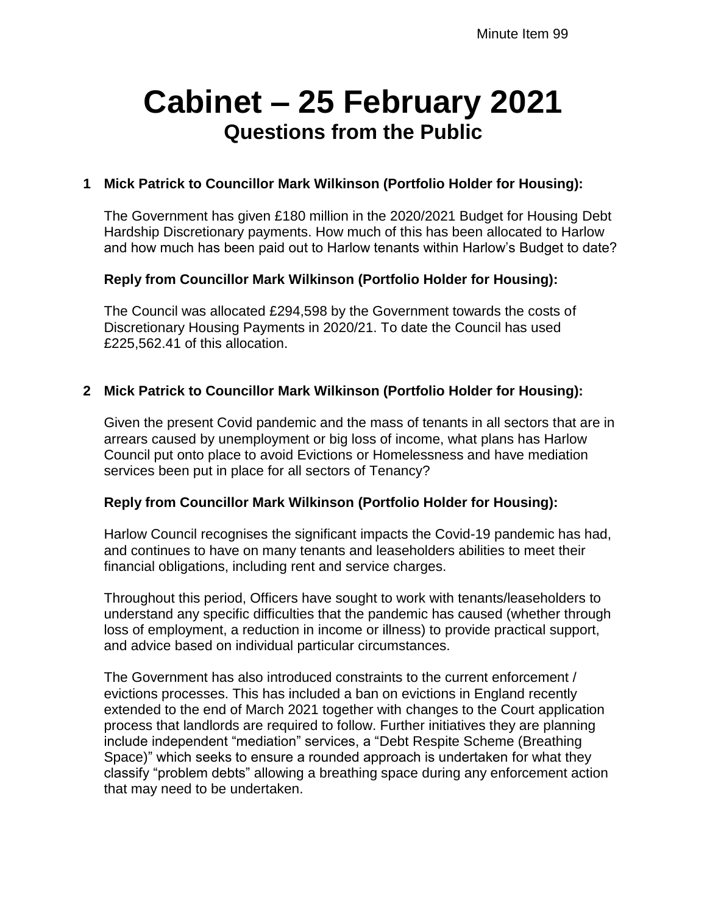Minute Item 99

# Cabinet – 25 February 2021

## Questions from the Public

**1 Mick Patrick to Councillor Mark Wilkinson (Portfolio Holder for Housing):**

The Government has given £180 million in the 2020/2021 Budget for Housing Debt Hardship Discretionary payments. How much of this has been allocated to Harlow and how much has been paid out to Harlow tenants within Harlow's Budget to date?

**Reply from Councillor Mark Wilkinson (Portfolio Holder for Housing):**

The Council was allocated £294,598 by the Government towards the costs of Discretionary Housing Payments in 2020/21. To date the Council has used £225,562.41 of this allocation.

**2 Mick Patrick to Councillor Mark Wilkinson (Portfolio Holder for Housing):**

Given the present Covid pandemic and the mass of tenants in all sectors that are in arrears caused by unemployment or big loss of income, what plans has Harlow Council put onto place to avoid Evictions or Homelessness and have mediation services been put in place for all sectors of Tenancy?

**Reply from Councillor Mark Wilkinson (Portfolio Holder for Housing):**

Harlow Council recognises the significant impacts the Covid-19 pandemic has had, and continues to have on many tenants and leaseholders abilities to meet their financial obligations, including rent and service charges.

Throughout this period, Officers have sought to work with tenants/leaseholders to understand any specific difficulties that the pandemic has caused (whether through loss of employment, a reduction in income or illness) to provide practical support, and advice based on individual particular circumstances.

The Government has also introduced constraints to the current enforcement / evictions processes. This has included a ban on evictions in England recently extended to the end of March 2021 together with changes to the Court application process that landlords are required to follow. Further initiatives they are planning include independent "mediation" services, a "Debt Respite Scheme (Breathing Space)" which seeks to ensure a rounded approach is undertaken for what they classify "problem debts" allowing a breathing space during any enforcement action that may need to be undertaken.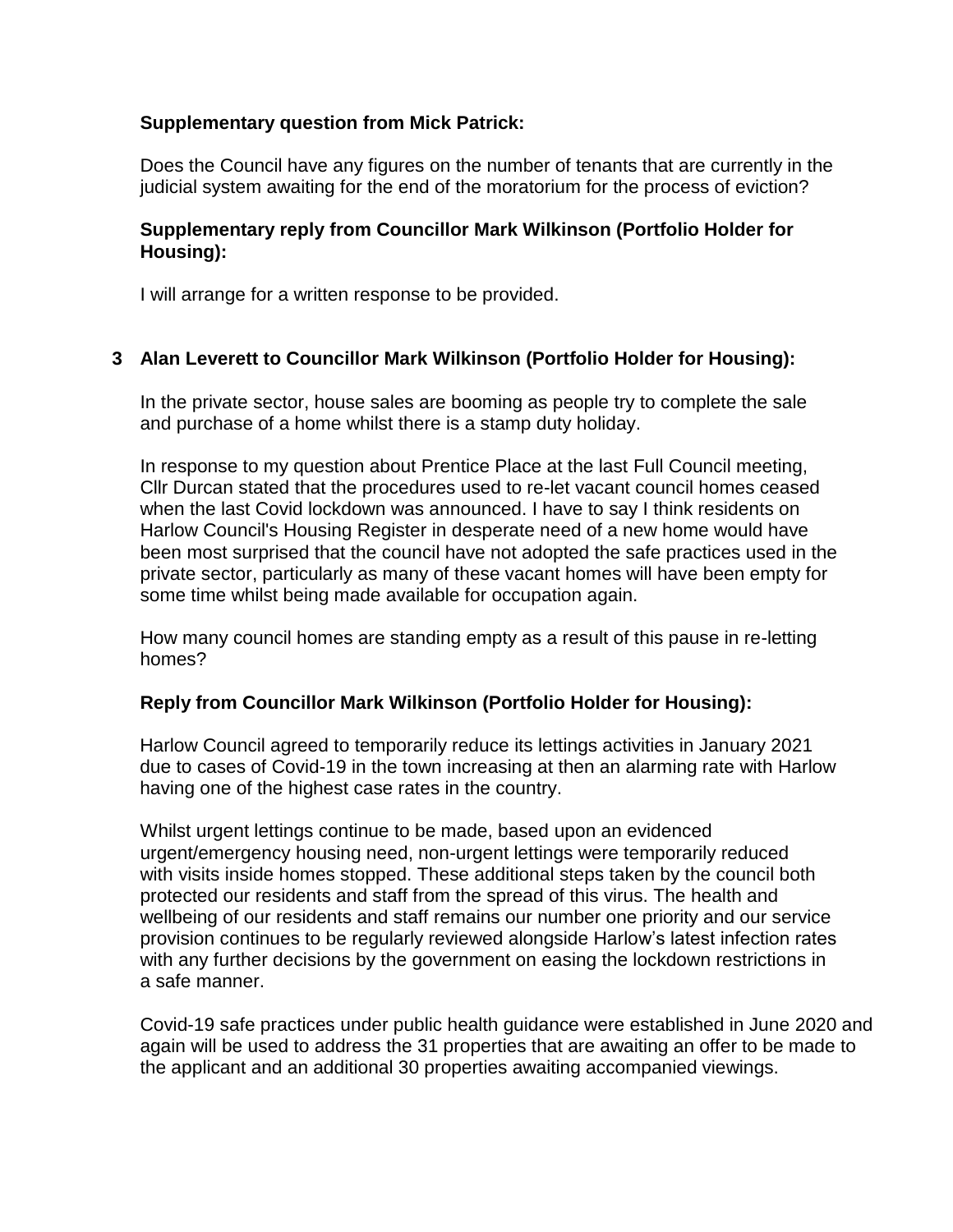**Supplementary question from Mick Patrick:**

Does the Council have any figures on the number of tenants that are currently in the judicial system awaiting for the end of the moratorium for the process of eviction?

**Supplementary reply from Councillor Mark Wilkinson (Portfolio Holder for Housing):**

I will arrange for a written response to be provided.

**3 Alan Leverett to Councillor Mark Wilkinson (Portfolio Holder for Housing):**

In the private sector, house sales are booming as people try to complete the sale and purchase of a home whilst there is a stamp duty holiday.

In response to my question about Prentice Place at the last Full Council meeting, Cllr Durcan stated that the procedures used to re-let vacant council homes ceased when the last Covid lockdown was announced. I have to say I think residents on Harlow Council's Housing Register in desperate need of a new home would have been most surprised that the council have not adopted the safe practices used in the private sector, particularly as many of these vacant homes will have been empty for some time whilst being made available for occupation again.

How many council homes are standing empty as a result of this pause in re-letting homes?

**Reply from Councillor Mark Wilkinson (Portfolio Holder for Housing):**

Harlow Council agreed to temporarily reduce its lettings activities in January 2021 due to cases of Covid-19 in the town increasing at then an alarming rate with Harlow having one of the highest case rates in the country.

Whilst urgent lettings continue to be made, based upon an evidenced urgent/emergency housing need, non-urgent lettings were temporarily reduced with visits inside homes stopped. These additional steps taken by the council both protected our residents and staff from the spread of this virus. The health and wellbeing of our residents and staff remains our number one priority and our service provision continues to be regularly reviewed alongside Harlow's latest infection rates with any further decisions by the government on easing the lockdown restrictions in a safe manner.

Covid-19 safe practices under public health guidance were established in June 2020 and again will be used to address the 31 properties that are awaiting an offer to be made to the applicant and an additional 30 properties awaiting accompanied viewings.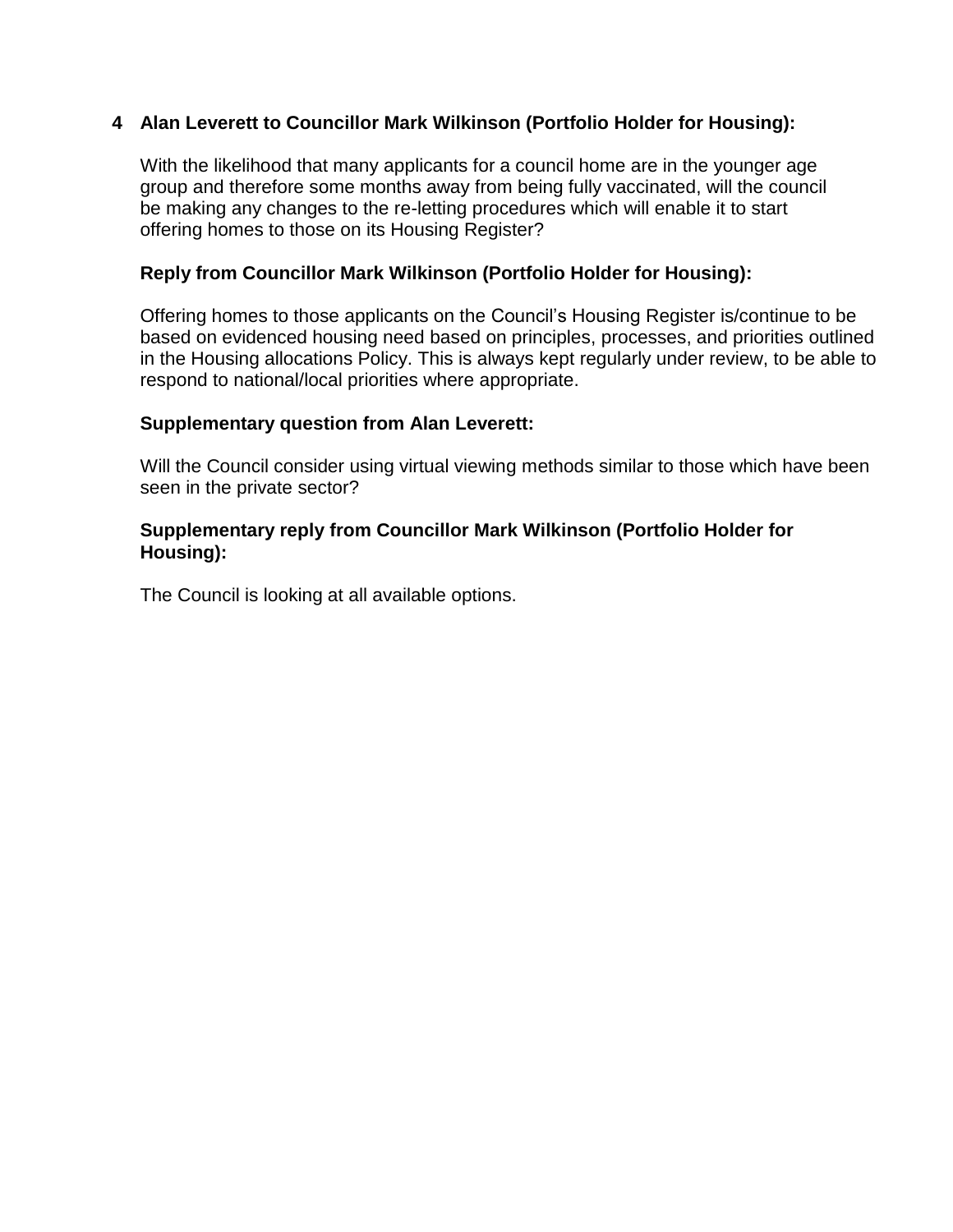**4 Alan Leverett to Councillor Mark Wilkinson (Portfolio Holder for Housing):**

With the likelihood that many applicants for a council home are in the younger age group and therefore some months away from being fully vaccinated, will the council be making any changes to the re-letting procedures which will enable it to start offering homes to those on its Housing Register?

**Reply from Councillor Mark Wilkinson (Portfolio Holder for Housing):**

Offering homes to those applicants on the Council's Housing Register is/continue to be based on evidenced housing need based on principles, processes, and priorities outlined in the Housing allocations Policy. This is always kept regularly under review, to be able to respond to national/local priorities where appropriate.

**Supplementary question from Alan Leverett:**

Will the Council consider using virtual viewing methods similar to those which have been seen in the private sector?

**Supplementary reply from Councillor Mark Wilkinson (Portfolio Holder for Housing):**

The Council is looking at all available options.